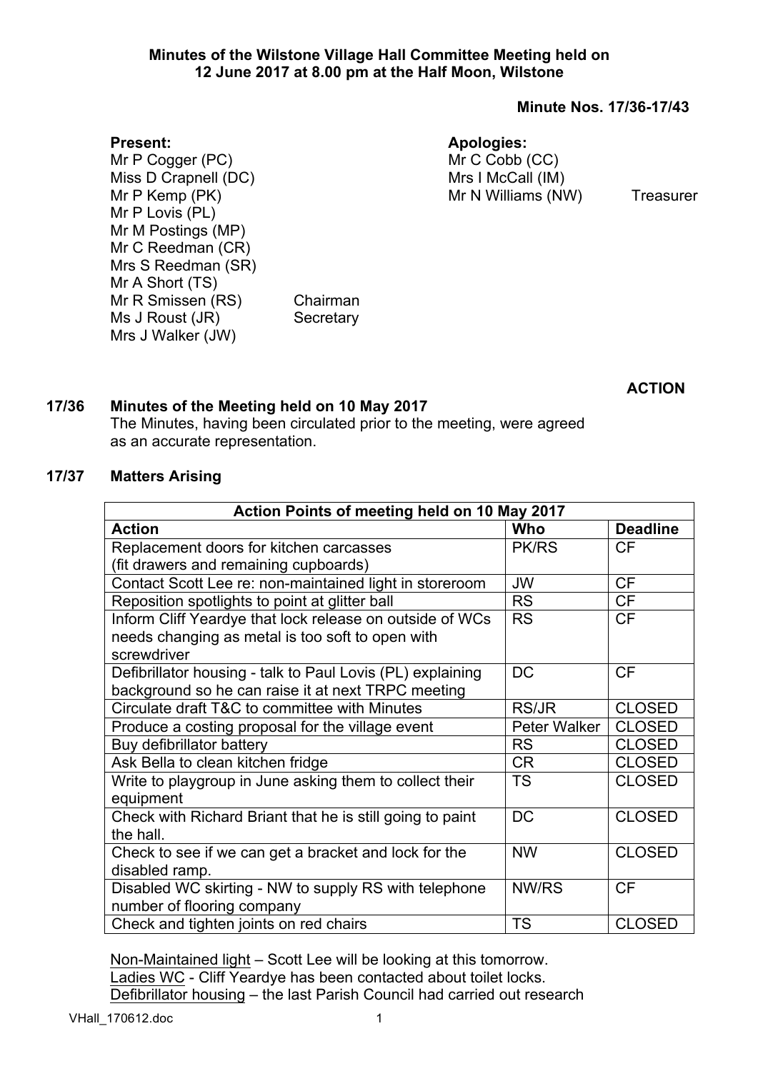**Minutes of the Wilstone Village Hall Committee Meeting held on 12 June 2017 at 8.00 pm at the Half Moon, Wilstone**

**Minute Nos. 17/36-17/43**

**Present:**
Mr P Cogger (PC)
Miss D Crapnell (DC)
Mr P Kemp (PK)
Mr P Lovis (PL)
Mr M Postings (MP)
Mr C Reedman (CR)
Mrs S Reedman (SR)
Mr A Short (TS)
Mr R Smissen (RS) Chairman
Ms J Roust (JR) Secretary
Mrs J Walker (JW)

**Apologies:**
Mr C Cobb (CC)
Mrs I McCall (IM)
Mr N Williams (NW) Treasurer

**ACTION**

**17/36 Minutes of the Meeting held on 10 May 2017**

The Minutes, having been circulated prior to the meeting, were agreed as an accurate representation.

**17/37 Matters Arising**

| **Action Points of meeting held on 10 May 2017** | | |
|---|---|---|
| **Action** | **Who** | **Deadline** |
| Replacement doors for kitchen carcasses (fit drawers and remaining cupboards) | PK/RS | CF |
| Contact Scott Lee re: non-maintained light in storeroom | JW | CF |
| Reposition spotlights to point at glitter ball | RS | CF |
| Inform Cliff Yeardye that lock release on outside of WCs needs changing as metal is too soft to open with screwdriver | RS | CF |
| Defibrillator housing - talk to Paul Lovis (PL) explaining background so he can raise it at next TRPC meeting | DC | CF |
| Circulate draft T&C to committee with Minutes | RS/JR | CLOSED |
| Produce a costing proposal for the village event | Peter Walker | CLOSED |
| Buy defibrillator battery | RS | CLOSED |
| Ask Bella to clean kitchen fridge | CR | CLOSED |
| Write to playgroup in June asking them to collect their equipment | TS | CLOSED |
| Check with Richard Briant that he is still going to paint the hall. | DC | CLOSED |
| Check to see if we can get a bracket and lock for the disabled ramp. | NW | CLOSED |
| Disabled WC skirting - NW to supply RS with telephone number of flooring company | NW/RS | CF |
| Check and tighten joints on red chairs | TS | CLOSED |

<u>Non-Maintained light</u> – Scott Lee will be looking at this tomorrow.
<u>Ladies WC</u> - Cliff Yeardye has been contacted about toilet locks.
<u>Defibrillator housing</u> – the last Parish Council had carried out research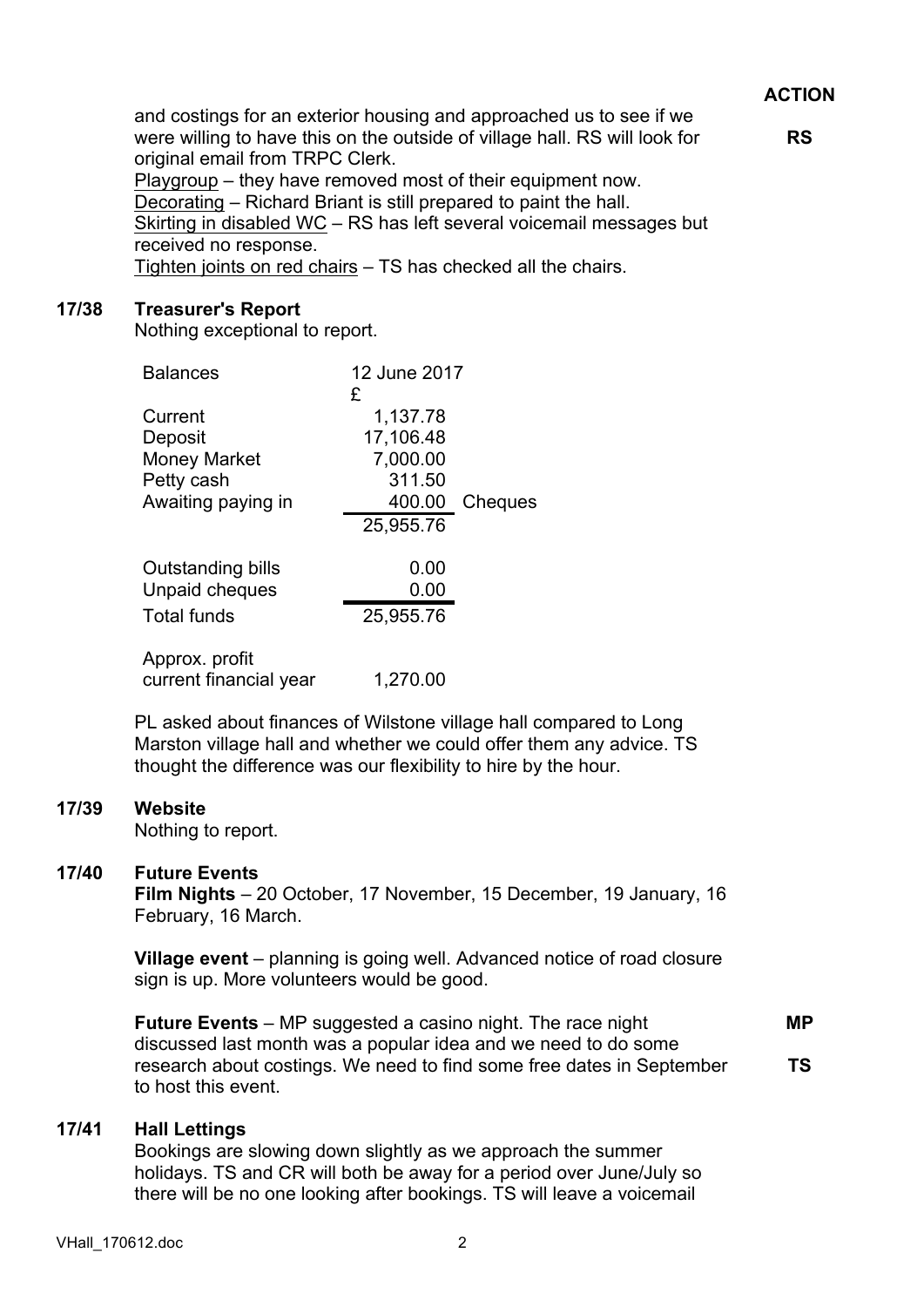**ACTION**

and costings for an exterior housing and approached us to see if we were willing to have this on the outside of village hall. RS will look for original email from TRPC Clerk. **RS**

Playgroup – they have removed most of their equipment now.
Decorating – Richard Briant is still prepared to paint the hall.
Skirting in disabled WC – RS has left several voicemail messages but received no response.
Tighten joints on red chairs – TS has checked all the chairs.

## 17/38 Treasurer's Report

Nothing exceptional to report.

| Balances | 12 June 2017 £ | |
|---|---|---|
| Current | 1,137.78 | |
| Deposit | 17,106.48 | |
| Money Market | 7,000.00 | |
| Petty cash | 311.50 | |
| Awaiting paying in | 400.00 | Cheques |
| | 25,955.76 | |
| Outstanding bills | 0.00 | |
| Unpaid cheques | 0.00 | |
| Total funds | 25,955.76 | |
| Approx. profit current financial year | 1,270.00 | |

PL asked about finances of Wilstone village hall compared to Long Marston village hall and whether we could offer them any advice. TS thought the difference was our flexibility to hire by the hour.

## 17/39 Website

Nothing to report.

## 17/40 Future Events

**Film Nights** – 20 October, 17 November, 15 December, 19 January, 16 February, 16 March.

**Village event** – planning is going well. Advanced notice of road closure sign is up. More volunteers would be good.

**Future Events** – MP suggested a casino night. The race night discussed last month was a popular idea and we need to do some research about costings. We need to find some free dates in September to host this event. **MP** **TS**

## 17/41 Hall Lettings

Bookings are slowing down slightly as we approach the summer holidays. TS and CR will both be away for a period over June/July so there will be no one looking after bookings. TS will leave a voicemail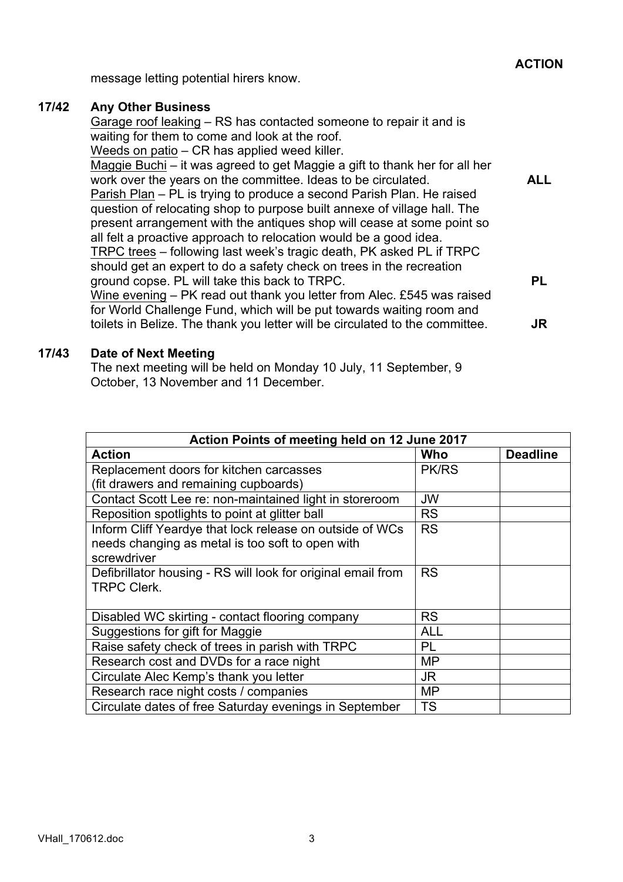**ACTION**

message letting potential hirers know.

## 17/42 Any Other Business

Garage roof leaking – RS has contacted someone to repair it and is waiting for them to come and look at the roof.

Weeds on patio – CR has applied weed killer.

Maggie Buchi – it was agreed to get Maggie a gift to thank her for all her work over the years on the committee. Ideas to be circulated. **ALL**

Parish Plan – PL is trying to produce a second Parish Plan. He raised question of relocating shop to purpose built annexe of village hall. The present arrangement with the antiques shop will cease at some point so all felt a proactive approach to relocation would be a good idea.

TRPC trees – following last week's tragic death, PK asked PL if TRPC should get an expert to do a safety check on trees in the recreation ground copse. PL will take this back to TRPC. **PL**

Wine evening – PK read out thank you letter from Alec. £545 was raised for World Challenge Fund, which will be put towards waiting room and toilets in Belize. The thank you letter will be circulated to the committee. **JR**

## 17/43 Date of Next Meeting

The next meeting will be held on Monday 10 July, 11 September, 9 October, 13 November and 11 December.

| Action Points of meeting held on 12 June 2017 | | |
|---|---|---|
| **Action** | **Who** | **Deadline** |
| Replacement doors for kitchen carcasses (fit drawers and remaining cupboards) | PK/RS | |
| Contact Scott Lee re: non-maintained light in storeroom | JW | |
| Reposition spotlights to point at glitter ball | RS | |
| Inform Cliff Yeardye that lock release on outside of WCs needs changing as metal is too soft to open with screwdriver | RS | |
| Defibrillator housing - RS will look for original email from TRPC Clerk. | RS | |
| Disabled WC skirting - contact flooring company | RS | |
| Suggestions for gift for Maggie | ALL | |
| Raise safety check of trees in parish with TRPC | PL | |
| Research cost and DVDs for a race night | MP | |
| Circulate Alec Kemp's thank you letter | JR | |
| Research race night costs / companies | MP | |
| Circulate dates of free Saturday evenings in September | TS | |